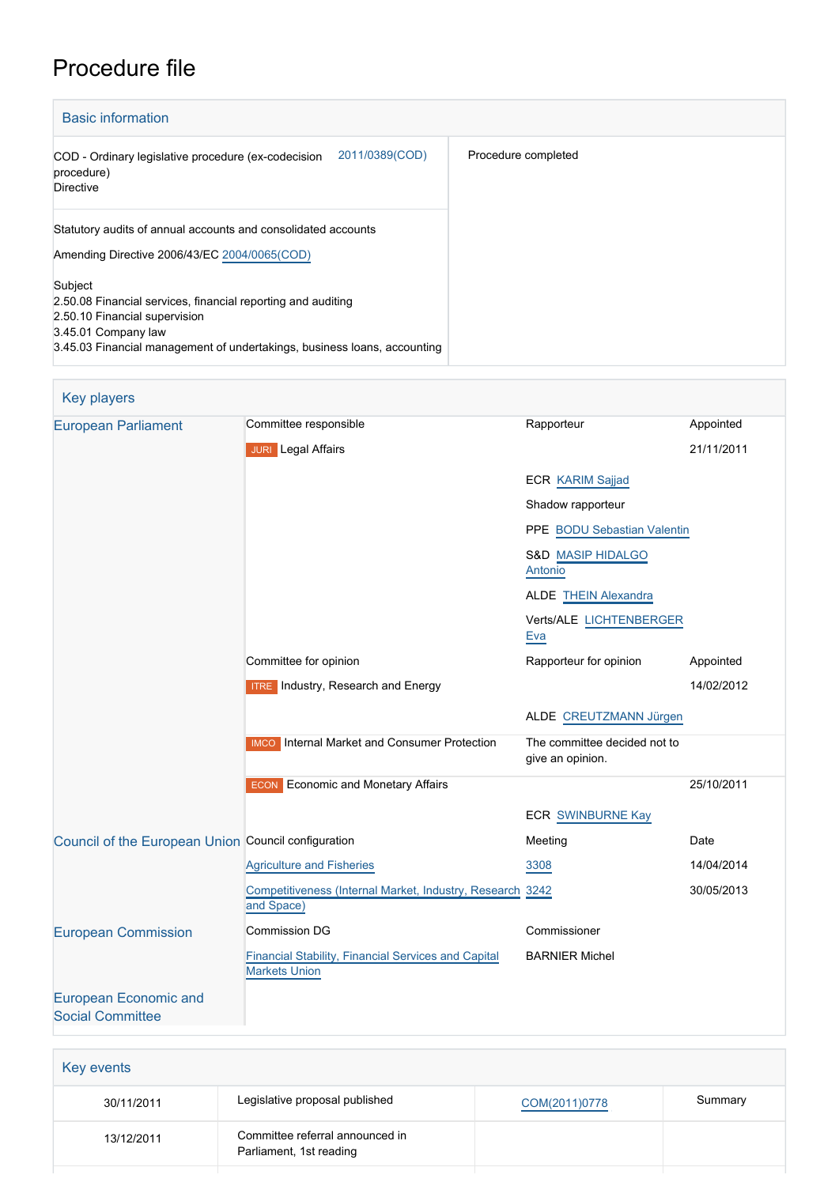# Procedure file

## Basic information

| | |
|---|---|
| COD - Ordinary legislative procedure (ex-codecision procedure)<br>Directive 2011/0389(COD) | Procedure completed |
| Statutory audits of annual accounts and consolidated accounts<br>Amending Directive 2006/43/EC 2004/0065(COD)<br><br>Subject<br>2.50.08 Financial services, financial reporting and auditing<br>2.50.10 Financial supervision<br>3.45.01 Company law<br>3.45.03 Financial management of undertakings, business loans, accounting | |

## Key players

| | | | |
|---|---|---|---|
| European Parliament | Committee responsible | Rapporteur | Appointed |
| | JURI Legal Affairs | | 21/11/2011 |
| | | ECR KARIM Sajjad | |
| | | Shadow rapporteur | |
| | | PPE BODU Sebastian Valentin | |
| | | S&D MASIP HIDALGO Antonio | |
| | | ALDE THEIN Alexandra | |
| | | Verts/ALE LICHTENBERGER Eva | |
| | Committee for opinion | Rapporteur for opinion | Appointed |
| | ITRE Industry, Research and Energy | | 14/02/2012 |
| | | ALDE CREUTZMANN Jürgen | |
| | IMCO Internal Market and Consumer Protection | The committee decided not to give an opinion. | |
| | ECON Economic and Monetary Affairs | | 25/10/2011 |
| | | ECR SWINBURNE Kay | |
| Council of the European Union | Council configuration | Meeting | Date |
| | Agriculture and Fisheries | 3308 | 14/04/2014 |
| | Competitiveness (Internal Market, Industry, Research and Space) | 3242 | 30/05/2013 |
| European Commission | Commission DG | Commissioner | |
| | Financial Stability, Financial Services and Capital Markets Union | BARNIER Michel | |
| European Economic and Social Committee | | | |

## Key events

| | | | |
|---|---|---|---|
| 30/11/2011 | Legislative proposal published | COM(2011)0778 | Summary |
| 13/12/2011 | Committee referral announced in Parliament, 1st reading | | |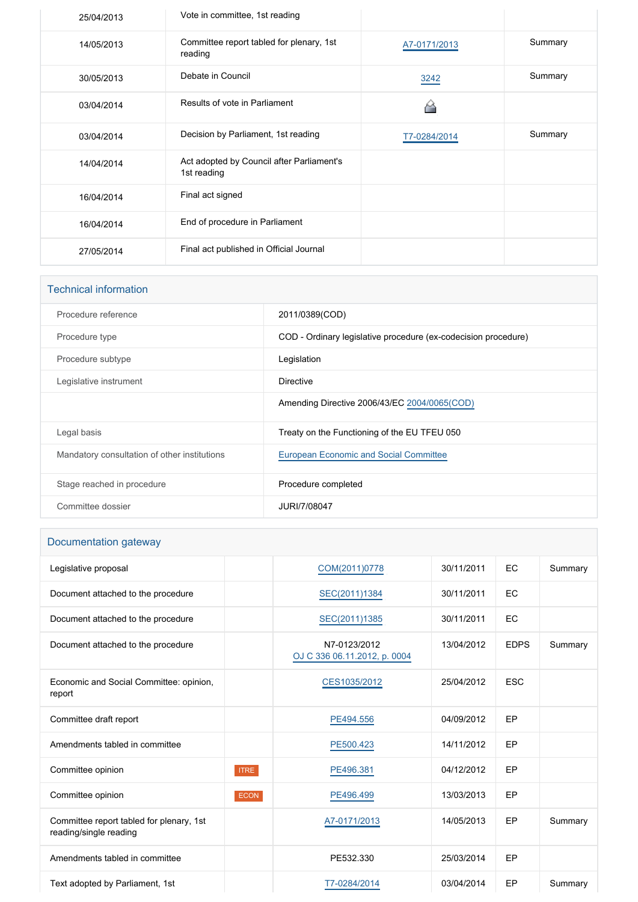| | | | |
|---|---|---|---|
| 25/04/2013 | Vote in committee, 1st reading | | |
| 14/05/2013 | Committee report tabled for plenary, 1st reading | A7-0171/2013 | Summary |
| 30/05/2013 | Debate in Council | 3242 | Summary |
| 03/04/2014 | Results of vote in Parliament | | |
| 03/04/2014 | Decision by Parliament, 1st reading | T7-0284/2014 | Summary |
| 14/04/2014 | Act adopted by Council after Parliament's 1st reading | | |
| 16/04/2014 | Final act signed | | |
| 16/04/2014 | End of procedure in Parliament | | |
| 27/05/2014 | Final act published in Official Journal | | |

## Technical information

| | |
|---|---|
| Procedure reference | 2011/0389(COD) |
| Procedure type | COD - Ordinary legislative procedure (ex-codecision procedure) |
| Procedure subtype | Legislation |
| Legislative instrument | Directive |
| | Amending Directive 2006/43/EC 2004/0065(COD) |
| Legal basis | Treaty on the Functioning of the EU TFEU 050 |
| Mandatory consultation of other institutions | European Economic and Social Committee |
| Stage reached in procedure | Procedure completed |
| Committee dossier | JURI/7/08047 |

## Documentation gateway

| | | | | | |
|---|---|---|---|---|---|
| Legislative proposal | | COM(2011)0778 | 30/11/2011 | EC | Summary |
| Document attached to the procedure | | SEC(2011)1384 | 30/11/2011 | EC | |
| Document attached to the procedure | | SEC(2011)1385 | 30/11/2011 | EC | |
| Document attached to the procedure | | N7-0123/2012 OJ C 336 06.11.2012, p. 0004 | 13/04/2012 | EDPS | Summary |
| Economic and Social Committee: opinion, report | | CES1035/2012 | 25/04/2012 | ESC | |
| Committee draft report | | PE494.556 | 04/09/2012 | EP | |
| Amendments tabled in committee | | PE500.423 | 14/11/2012 | EP | |
| Committee opinion | ITRE | PE496.381 | 04/12/2012 | EP | |
| Committee opinion | ECON | PE496.499 | 13/03/2013 | EP | |
| Committee report tabled for plenary, 1st reading/single reading | | A7-0171/2013 | 14/05/2013 | EP | Summary |
| Amendments tabled in committee | | PE532.330 | 25/03/2014 | EP | |
| Text adopted by Parliament, 1st | | T7-0284/2014 | 03/04/2014 | EP | Summary |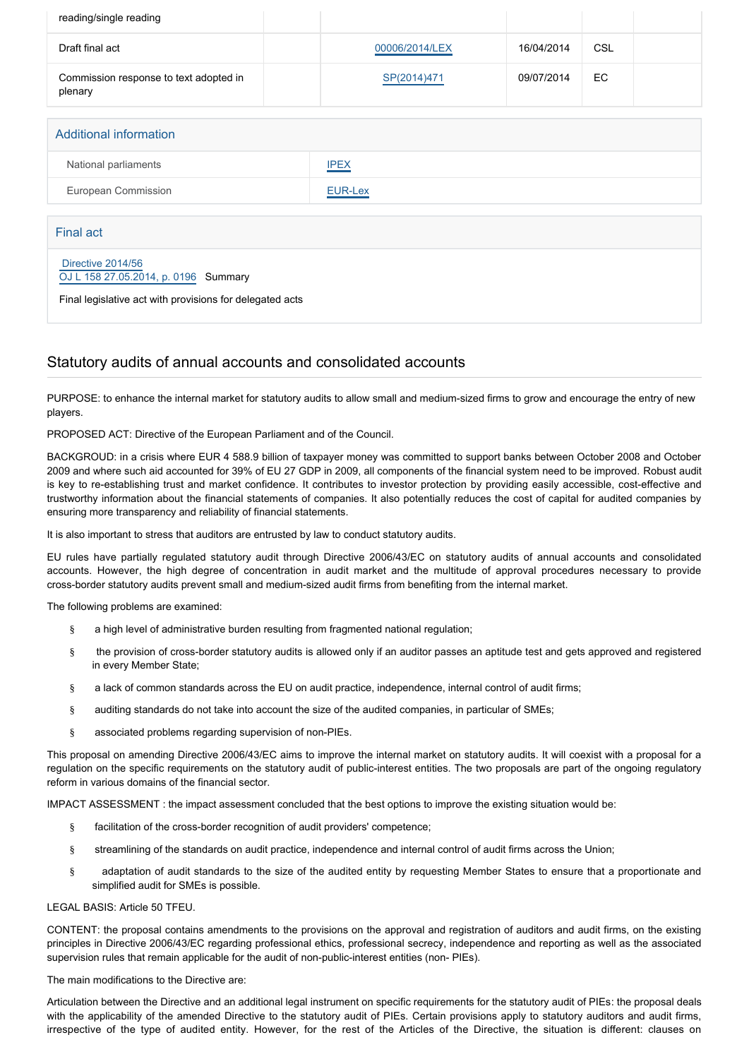| reading/single reading | | | | | |
|---|---|---|---|---|---|
| Draft final act | | 00006/2014/LEX | 16/04/2014 | CSL | |
| Commission response to text adopted in plenary | | SP(2014)471 | 09/07/2014 | EC | |

## Additional information

| National parliaments | IPEX |
|---|---|
| European Commission | EUR-Lex |

## Final act

Directive 2014/56
OJ L 158 27.05.2014, p. 0196 Summary

Final legislative act with provisions for delegated acts

## Statutory audits of annual accounts and consolidated accounts

PURPOSE: to enhance the internal market for statutory audits to allow small and medium-sized firms to grow and encourage the entry of new players.

PROPOSED ACT: Directive of the European Parliament and of the Council.

BACKGROUD: in a crisis where EUR 4 588.9 billion of taxpayer money was committed to support banks between October 2008 and October 2009 and where such aid accounted for 39% of EU 27 GDP in 2009, all components of the financial system need to be improved. Robust audit is key to re-establishing trust and market confidence. It contributes to investor protection by providing easily accessible, cost-effective and trustworthy information about the financial statements of companies. It also potentially reduces the cost of capital for audited companies by ensuring more transparency and reliability of financial statements.

It is also important to stress that auditors are entrusted by law to conduct statutory audits.

EU rules have partially regulated statutory audit through Directive 2006/43/EC on statutory audits of annual accounts and consolidated accounts. However, the high degree of concentration in audit market and the multitude of approval procedures necessary to provide cross-border statutory audits prevent small and medium-sized audit firms from benefiting from the internal market.

The following problems are examined:

- a high level of administrative burden resulting from fragmented national regulation;
- the provision of cross-border statutory audits is allowed only if an auditor passes an aptitude test and gets approved and registered in every Member State;
- a lack of common standards across the EU on audit practice, independence, internal control of audit firms;
- auditing standards do not take into account the size of the audited companies, in particular of SMEs;
- associated problems regarding supervision of non-PIEs.

This proposal on amending Directive 2006/43/EC aims to improve the internal market on statutory audits. It will coexist with a proposal for a regulation on the specific requirements on the statutory audit of public-interest entities. The two proposals are part of the ongoing regulatory reform in various domains of the financial sector.

IMPACT ASSESSMENT : the impact assessment concluded that the best options to improve the existing situation would be:

- facilitation of the cross-border recognition of audit providers' competence;
- streamlining of the standards on audit practice, independence and internal control of audit firms across the Union;
- adaptation of audit standards to the size of the audited entity by requesting Member States to ensure that a proportionate and simplified audit for SMEs is possible.

LEGAL BASIS: Article 50 TFEU.

CONTENT: the proposal contains amendments to the provisions on the approval and registration of auditors and audit firms, on the existing principles in Directive 2006/43/EC regarding professional ethics, professional secrecy, independence and reporting as well as the associated supervision rules that remain applicable for the audit of non-public-interest entities (non- PIEs).

The main modifications to the Directive are:

Articulation between the Directive and an additional legal instrument on specific requirements for the statutory audit of PIEs: the proposal deals with the applicability of the amended Directive to the statutory audit of PIEs. Certain provisions apply to statutory auditors and audit firms, irrespective of the type of audited entity. However, for the rest of the Articles of the Directive, the situation is different: clauses on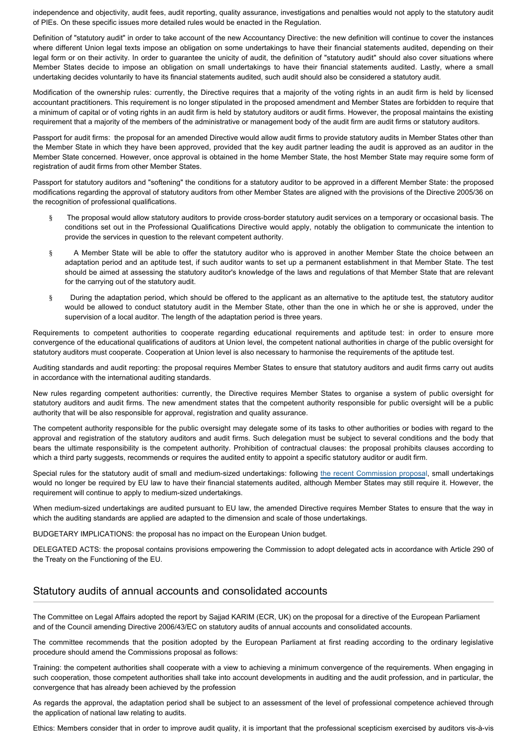independence and objectivity, audit fees, audit reporting, quality assurance, investigations and penalties would not apply to the statutory audit of PIEs. On these specific issues more detailed rules would be enacted in the Regulation.

Definition of "statutory audit" in order to take account of the new Accountancy Directive: the new definition will continue to cover the instances where different Union legal texts impose an obligation on some undertakings to have their financial statements audited, depending on their legal form or on their activity. In order to guarantee the unicity of audit, the definition of "statutory audit" should also cover situations where Member States decide to impose an obligation on small undertakings to have their financial statements audited. Lastly, where a small undertaking decides voluntarily to have its financial statements audited, such audit should also be considered a statutory audit.

Modification of the ownership rules: currently, the Directive requires that a majority of the voting rights in an audit firm is held by licensed accountant practitioners. This requirement is no longer stipulated in the proposed amendment and Member States are forbidden to require that a minimum of capital or of voting rights in an audit firm is held by statutory auditors or audit firms. However, the proposal maintains the existing requirement that a majority of the members of the administrative or management body of the audit firm are audit firms or statutory auditors.

Passport for audit firms: the proposal for an amended Directive would allow audit firms to provide statutory audits in Member States other than the Member State in which they have been approved, provided that the key audit partner leading the audit is approved as an auditor in the Member State concerned. However, once approval is obtained in the home Member State, the host Member State may require some form of registration of audit firms from other Member States.

Passport for statutory auditors and "softening" the conditions for a statutory auditor to be approved in a different Member State: the proposed modifications regarding the approval of statutory auditors from other Member States are aligned with the provisions of the Directive 2005/36 on the recognition of professional qualifications.

- The proposal would allow statutory auditors to provide cross-border statutory audit services on a temporary or occasional basis. The conditions set out in the Professional Qualifications Directive would apply, notably the obligation to communicate the intention to provide the services in question to the relevant competent authority.
- A Member State will be able to offer the statutory auditor who is approved in another Member State the choice between an adaptation period and an aptitude test, if such auditor wants to set up a permanent establishment in that Member State. The test should be aimed at assessing the statutory auditor's knowledge of the laws and regulations of that Member State that are relevant for the carrying out of the statutory audit.
- During the adaptation period, which should be offered to the applicant as an alternative to the aptitude test, the statutory auditor would be allowed to conduct statutory audit in the Member State, other than the one in which he or she is approved, under the supervision of a local auditor. The length of the adaptation period is three years.

Requirements to competent authorities to cooperate regarding educational requirements and aptitude test: in order to ensure more convergence of the educational qualifications of auditors at Union level, the competent national authorities in charge of the public oversight for statutory auditors must cooperate. Cooperation at Union level is also necessary to harmonise the requirements of the aptitude test.

Auditing standards and audit reporting: the proposal requires Member States to ensure that statutory auditors and audit firms carry out audits in accordance with the international auditing standards.

New rules regarding competent authorities: currently, the Directive requires Member States to organise a system of public oversight for statutory auditors and audit firms. The new amendment states that the competent authority responsible for public oversight will be a public authority that will be also responsible for approval, registration and quality assurance.

The competent authority responsible for the public oversight may delegate some of its tasks to other authorities or bodies with regard to the approval and registration of the statutory auditors and audit firms. Such delegation must be subject to several conditions and the body that bears the ultimate responsibility is the competent authority. Prohibition of contractual clauses: the proposal prohibits clauses according to which a third party suggests, recommends or requires the audited entity to appoint a specific statutory auditor or audit firm.

Special rules for the statutory audit of small and medium-sized undertakings: following the recent Commission proposal, small undertakings would no longer be required by EU law to have their financial statements audited, although Member States may still require it. However, the requirement will continue to apply to medium-sized undertakings.

When medium-sized undertakings are audited pursuant to EU law, the amended Directive requires Member States to ensure that the way in which the auditing standards are applied are adapted to the dimension and scale of those undertakings.

BUDGETARY IMPLICATIONS: the proposal has no impact on the European Union budget.

DELEGATED ACTS: the proposal contains provisions empowering the Commission to adopt delegated acts in accordance with Article 290 of the Treaty on the Functioning of the EU.

## Statutory audits of annual accounts and consolidated accounts

The Committee on Legal Affairs adopted the report by Sajjad KARIM (ECR, UK) on the proposal for a directive of the European Parliament and of the Council amending Directive 2006/43/EC on statutory audits of annual accounts and consolidated accounts.

The committee recommends that the position adopted by the European Parliament at first reading according to the ordinary legislative procedure should amend the Commissions proposal as follows:

Training: the competent authorities shall cooperate with a view to achieving a minimum convergence of the requirements. When engaging in such cooperation, those competent authorities shall take into account developments in auditing and the audit profession, and in particular, the convergence that has already been achieved by the profession

As regards the approval, the adaptation period shall be subject to an assessment of the level of professional competence achieved through the application of national law relating to audits.

Ethics: Members consider that in order to improve audit quality, it is important that the professional scepticism exercised by auditors vis-à-vis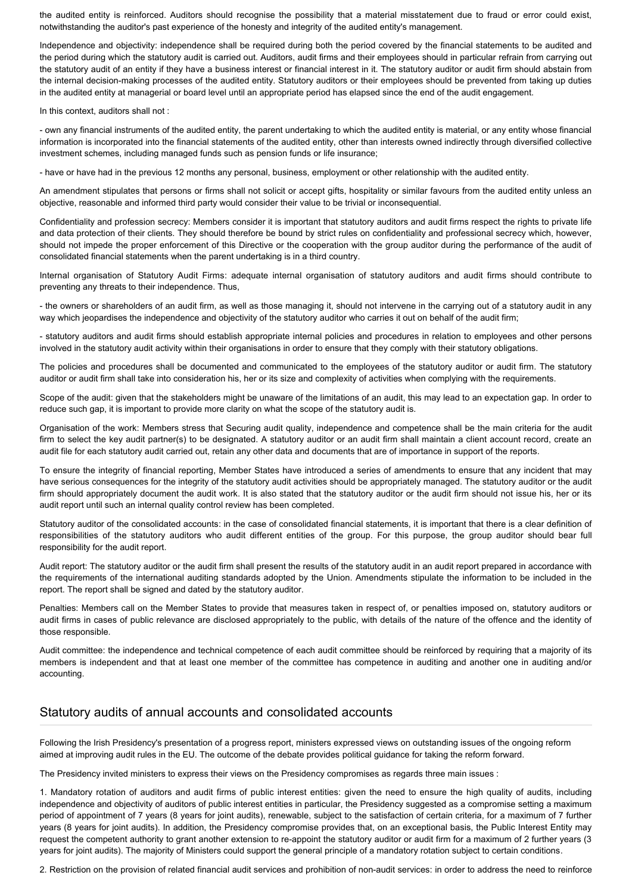the audited entity is reinforced. Auditors should recognise the possibility that a material misstatement due to fraud or error could exist, notwithstanding the auditor's past experience of the honesty and integrity of the audited entity's management.

Independence and objectivity: independence shall be required during both the period covered by the financial statements to be audited and the period during which the statutory audit is carried out. Auditors, audit firms and their employees should in particular refrain from carrying out the statutory audit of an entity if they have a business interest or financial interest in it. The statutory auditor or audit firm should abstain from the internal decision-making processes of the audited entity. Statutory auditors or their employees should be prevented from taking up duties in the audited entity at managerial or board level until an appropriate period has elapsed since the end of the audit engagement.

In this context, auditors shall not :

- own any financial instruments of the audited entity, the parent undertaking to which the audited entity is material, or any entity whose financial information is incorporated into the financial statements of the audited entity, other than interests owned indirectly through diversified collective investment schemes, including managed funds such as pension funds or life insurance;

- have or have had in the previous 12 months any personal, business, employment or other relationship with the audited entity.

An amendment stipulates that persons or firms shall not solicit or accept gifts, hospitality or similar favours from the audited entity unless an objective, reasonable and informed third party would consider their value to be trivial or inconsequential.

Confidentiality and profession secrecy: Members consider it is important that statutory auditors and audit firms respect the rights to private life and data protection of their clients. They should therefore be bound by strict rules on confidentiality and professional secrecy which, however, should not impede the proper enforcement of this Directive or the cooperation with the group auditor during the performance of the audit of consolidated financial statements when the parent undertaking is in a third country.

Internal organisation of Statutory Audit Firms: adequate internal organisation of statutory auditors and audit firms should contribute to preventing any threats to their independence. Thus,

- the owners or shareholders of an audit firm, as well as those managing it, should not intervene in the carrying out of a statutory audit in any way which jeopardises the independence and objectivity of the statutory auditor who carries it out on behalf of the audit firm;

- statutory auditors and audit firms should establish appropriate internal policies and procedures in relation to employees and other persons involved in the statutory audit activity within their organisations in order to ensure that they comply with their statutory obligations.

The policies and procedures shall be documented and communicated to the employees of the statutory auditor or audit firm. The statutory auditor or audit firm shall take into consideration his, her or its size and complexity of activities when complying with the requirements.

Scope of the audit: given that the stakeholders might be unaware of the limitations of an audit, this may lead to an expectation gap. In order to reduce such gap, it is important to provide more clarity on what the scope of the statutory audit is.

Organisation of the work: Members stress that Securing audit quality, independence and competence shall be the main criteria for the audit firm to select the key audit partner(s) to be designated. A statutory auditor or an audit firm shall maintain a client account record, create an audit file for each statutory audit carried out, retain any other data and documents that are of importance in support of the reports.

To ensure the integrity of financial reporting, Member States have introduced a series of amendments to ensure that any incident that may have serious consequences for the integrity of the statutory audit activities should be appropriately managed. The statutory auditor or the audit firm should appropriately document the audit work. It is also stated that the statutory auditor or the audit firm should not issue his, her or its audit report until such an internal quality control review has been completed.

Statutory auditor of the consolidated accounts: in the case of consolidated financial statements, it is important that there is a clear definition of responsibilities of the statutory auditors who audit different entities of the group. For this purpose, the group auditor should bear full responsibility for the audit report.

Audit report: The statutory auditor or the audit firm shall present the results of the statutory audit in an audit report prepared in accordance with the requirements of the international auditing standards adopted by the Union. Amendments stipulate the information to be included in the report. The report shall be signed and dated by the statutory auditor.

Penalties: Members call on the Member States to provide that measures taken in respect of, or penalties imposed on, statutory auditors or audit firms in cases of public relevance are disclosed appropriately to the public, with details of the nature of the offence and the identity of those responsible.

Audit committee: the independence and technical competence of each audit committee should be reinforced by requiring that a majority of its members is independent and that at least one member of the committee has competence in auditing and another one in auditing and/or accounting.

## Statutory audits of annual accounts and consolidated accounts

Following the Irish Presidency's presentation of a progress report, ministers expressed views on outstanding issues of the ongoing reform aimed at improving audit rules in the EU. The outcome of the debate provides political guidance for taking the reform forward.

The Presidency invited ministers to express their views on the Presidency compromises as regards three main issues :

1. Mandatory rotation of auditors and audit firms of public interest entities: given the need to ensure the high quality of audits, including independence and objectivity of auditors of public interest entities in particular, the Presidency suggested as a compromise setting a maximum period of appointment of 7 years (8 years for joint audits), renewable, subject to the satisfaction of certain criteria, for a maximum of 7 further years (8 years for joint audits). In addition, the Presidency compromise provides that, on an exceptional basis, the Public Interest Entity may request the competent authority to grant another extension to re-appoint the statutory auditor or audit firm for a maximum of 2 further years (3 years for joint audits). The majority of Ministers could support the general principle of a mandatory rotation subject to certain conditions.

2. Restriction on the provision of related financial audit services and prohibition of non-audit services: in order to address the need to reinforce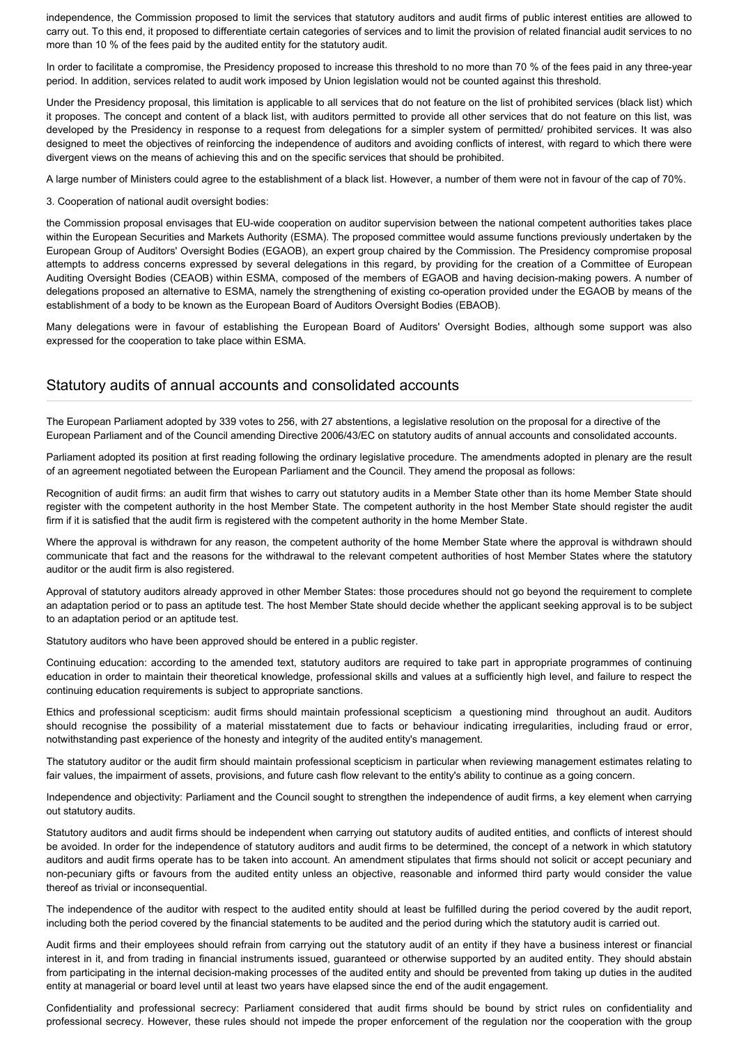independence, the Commission proposed to limit the services that statutory auditors and audit firms of public interest entities are allowed to carry out. To this end, it proposed to differentiate certain categories of services and to limit the provision of related financial audit services to no more than 10 % of the fees paid by the audited entity for the statutory audit.

In order to facilitate a compromise, the Presidency proposed to increase this threshold to no more than 70 % of the fees paid in any three-year period. In addition, services related to audit work imposed by Union legislation would not be counted against this threshold.

Under the Presidency proposal, this limitation is applicable to all services that do not feature on the list of prohibited services (black list) which it proposes. The concept and content of a black list, with auditors permitted to provide all other services that do not feature on this list, was developed by the Presidency in response to a request from delegations for a simpler system of permitted/ prohibited services. It was also designed to meet the objectives of reinforcing the independence of auditors and avoiding conflicts of interest, with regard to which there were divergent views on the means of achieving this and on the specific services that should be prohibited.

A large number of Ministers could agree to the establishment of a black list. However, a number of them were not in favour of the cap of 70%.

3. Cooperation of national audit oversight bodies:

the Commission proposal envisages that EU-wide cooperation on auditor supervision between the national competent authorities takes place within the European Securities and Markets Authority (ESMA). The proposed committee would assume functions previously undertaken by the European Group of Auditors' Oversight Bodies (EGAOB), an expert group chaired by the Commission. The Presidency compromise proposal attempts to address concerns expressed by several delegations in this regard, by providing for the creation of a Committee of European Auditing Oversight Bodies (CEAOB) within ESMA, composed of the members of EGAOB and having decision-making powers. A number of delegations proposed an alternative to ESMA, namely the strengthening of existing co-operation provided under the EGAOB by means of the establishment of a body to be known as the European Board of Auditors Oversight Bodies (EBAOB).

Many delegations were in favour of establishing the European Board of Auditors' Oversight Bodies, although some support was also expressed for the cooperation to take place within ESMA.

## Statutory audits of annual accounts and consolidated accounts

The European Parliament adopted by 339 votes to 256, with 27 abstentions, a legislative resolution on the proposal for a directive of the European Parliament and of the Council amending Directive 2006/43/EC on statutory audits of annual accounts and consolidated accounts.

Parliament adopted its position at first reading following the ordinary legislative procedure. The amendments adopted in plenary are the result of an agreement negotiated between the European Parliament and the Council. They amend the proposal as follows:

Recognition of audit firms: an audit firm that wishes to carry out statutory audits in a Member State other than its home Member State should register with the competent authority in the host Member State. The competent authority in the host Member State should register the audit firm if it is satisfied that the audit firm is registered with the competent authority in the home Member State.

Where the approval is withdrawn for any reason, the competent authority of the home Member State where the approval is withdrawn should communicate that fact and the reasons for the withdrawal to the relevant competent authorities of host Member States where the statutory auditor or the audit firm is also registered.

Approval of statutory auditors already approved in other Member States: those procedures should not go beyond the requirement to complete an adaptation period or to pass an aptitude test. The host Member State should decide whether the applicant seeking approval is to be subject to an adaptation period or an aptitude test.

Statutory auditors who have been approved should be entered in a public register.

Continuing education: according to the amended text, statutory auditors are required to take part in appropriate programmes of continuing education in order to maintain their theoretical knowledge, professional skills and values at a sufficiently high level, and failure to respect the continuing education requirements is subject to appropriate sanctions.

Ethics and professional scepticism: audit firms should maintain professional scepticism a questioning mind throughout an audit. Auditors should recognise the possibility of a material misstatement due to facts or behaviour indicating irregularities, including fraud or error, notwithstanding past experience of the honesty and integrity of the audited entity's management.

The statutory auditor or the audit firm should maintain professional scepticism in particular when reviewing management estimates relating to fair values, the impairment of assets, provisions, and future cash flow relevant to the entity's ability to continue as a going concern.

Independence and objectivity: Parliament and the Council sought to strengthen the independence of audit firms, a key element when carrying out statutory audits.

Statutory auditors and audit firms should be independent when carrying out statutory audits of audited entities, and conflicts of interest should be avoided. In order for the independence of statutory auditors and audit firms to be determined, the concept of a network in which statutory auditors and audit firms operate has to be taken into account. An amendment stipulates that firms should not solicit or accept pecuniary and non-pecuniary gifts or favours from the audited entity unless an objective, reasonable and informed third party would consider the value thereof as trivial or inconsequential.

The independence of the auditor with respect to the audited entity should at least be fulfilled during the period covered by the audit report, including both the period covered by the financial statements to be audited and the period during which the statutory audit is carried out.

Audit firms and their employees should refrain from carrying out the statutory audit of an entity if they have a business interest or financial interest in it, and from trading in financial instruments issued, guaranteed or otherwise supported by an audited entity. They should abstain from participating in the internal decision-making processes of the audited entity and should be prevented from taking up duties in the audited entity at managerial or board level until at least two years have elapsed since the end of the audit engagement.

Confidentiality and professional secrecy: Parliament considered that audit firms should be bound by strict rules on confidentiality and professional secrecy. However, these rules should not impede the proper enforcement of the regulation nor the cooperation with the group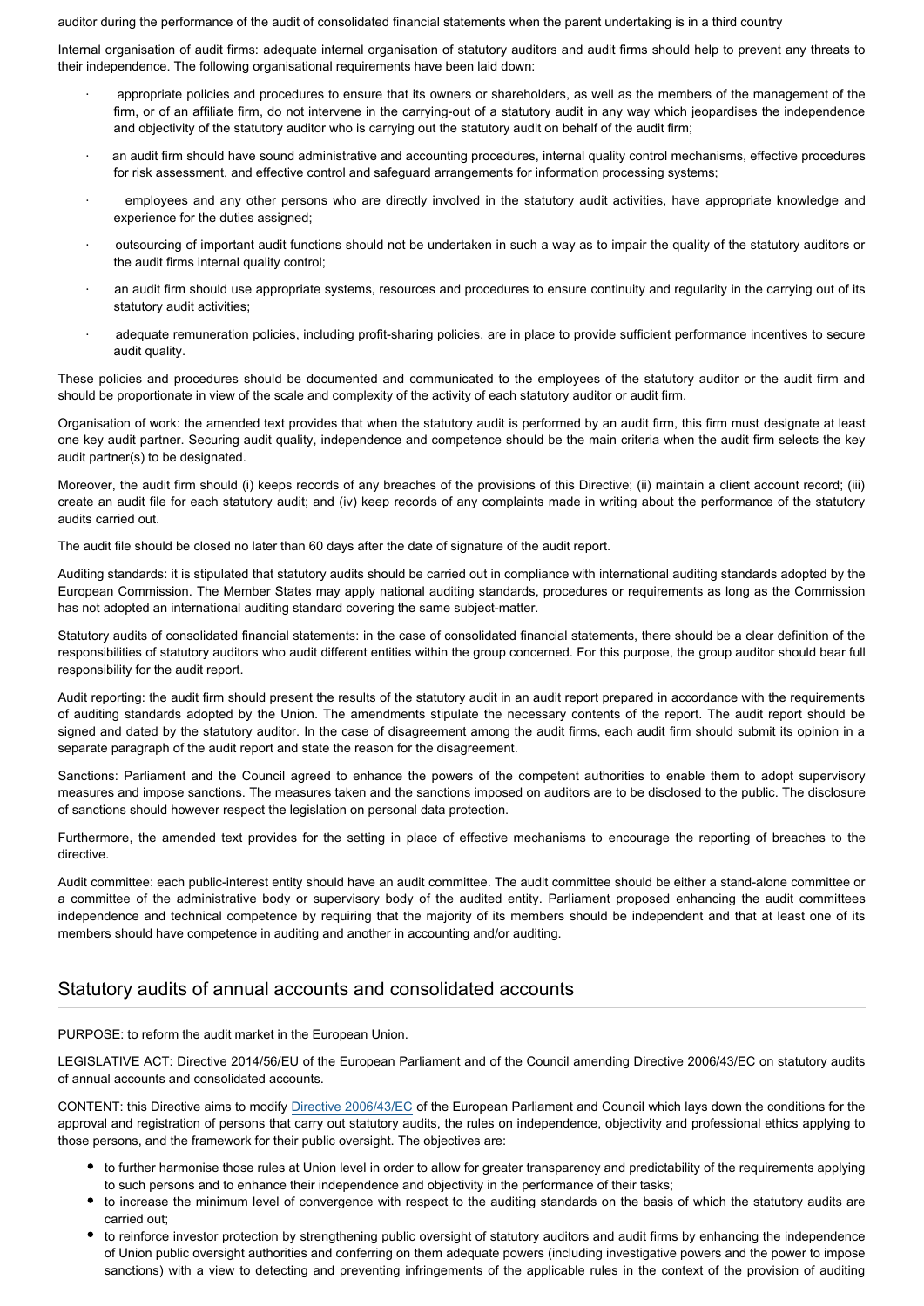auditor during the performance of the audit of consolidated financial statements when the parent undertaking is in a third country

Internal organisation of audit firms: adequate internal organisation of statutory auditors and audit firms should help to prevent any threats to their independence. The following organisational requirements have been laid down:

- appropriate policies and procedures to ensure that its owners or shareholders, as well as the members of the management of the firm, or of an affiliate firm, do not intervene in the carrying-out of a statutory audit in any way which jeopardises the independence and objectivity of the statutory auditor who is carrying out the statutory audit on behalf of the audit firm;
- an audit firm should have sound administrative and accounting procedures, internal quality control mechanisms, effective procedures for risk assessment, and effective control and safeguard arrangements for information processing systems;
- employees and any other persons who are directly involved in the statutory audit activities, have appropriate knowledge and experience for the duties assigned;
- outsourcing of important audit functions should not be undertaken in such a way as to impair the quality of the statutory auditors or the audit firms internal quality control;
- an audit firm should use appropriate systems, resources and procedures to ensure continuity and regularity in the carrying out of its statutory audit activities;
- adequate remuneration policies, including profit-sharing policies, are in place to provide sufficient performance incentives to secure audit quality.

These policies and procedures should be documented and communicated to the employees of the statutory auditor or the audit firm and should be proportionate in view of the scale and complexity of the activity of each statutory auditor or audit firm.

Organisation of work: the amended text provides that when the statutory audit is performed by an audit firm, this firm must designate at least one key audit partner. Securing audit quality, independence and competence should be the main criteria when the audit firm selects the key audit partner(s) to be designated.

Moreover, the audit firm should (i) keeps records of any breaches of the provisions of this Directive; (ii) maintain a client account record; (iii) create an audit file for each statutory audit; and (iv) keep records of any complaints made in writing about the performance of the statutory audits carried out.

The audit file should be closed no later than 60 days after the date of signature of the audit report.

Auditing standards: it is stipulated that statutory audits should be carried out in compliance with international auditing standards adopted by the European Commission. The Member States may apply national auditing standards, procedures or requirements as long as the Commission has not adopted an international auditing standard covering the same subject-matter.

Statutory audits of consolidated financial statements: in the case of consolidated financial statements, there should be a clear definition of the responsibilities of statutory auditors who audit different entities within the group concerned. For this purpose, the group auditor should bear full responsibility for the audit report.

Audit reporting: the audit firm should present the results of the statutory audit in an audit report prepared in accordance with the requirements of auditing standards adopted by the Union. The amendments stipulate the necessary contents of the report. The audit report should be signed and dated by the statutory auditor. In the case of disagreement among the audit firms, each audit firm should submit its opinion in a separate paragraph of the audit report and state the reason for the disagreement.

Sanctions: Parliament and the Council agreed to enhance the powers of the competent authorities to enable them to adopt supervisory measures and impose sanctions. The measures taken and the sanctions imposed on auditors are to be disclosed to the public. The disclosure of sanctions should however respect the legislation on personal data protection.

Furthermore, the amended text provides for the setting in place of effective mechanisms to encourage the reporting of breaches to the directive.

Audit committee: each public-interest entity should have an audit committee. The audit committee should be either a stand-alone committee or a committee of the administrative body or supervisory body of the audited entity. Parliament proposed enhancing the audit committees independence and technical competence by requiring that the majority of its members should be independent and that at least one of its members should have competence in auditing and another in accounting and/or auditing.

## Statutory audits of annual accounts and consolidated accounts

PURPOSE: to reform the audit market in the European Union.

LEGISLATIVE ACT: Directive 2014/56/EU of the European Parliament and of the Council amending Directive 2006/43/EC on statutory audits of annual accounts and consolidated accounts.

CONTENT: this Directive aims to modify Directive 2006/43/EC of the European Parliament and Council which lays down the conditions for the approval and registration of persons that carry out statutory audits, the rules on independence, objectivity and professional ethics applying to those persons, and the framework for their public oversight. The objectives are:

- to further harmonise those rules at Union level in order to allow for greater transparency and predictability of the requirements applying to such persons and to enhance their independence and objectivity in the performance of their tasks;
- to increase the minimum level of convergence with respect to the auditing standards on the basis of which the statutory audits are carried out;
- to reinforce investor protection by strengthening public oversight of statutory auditors and audit firms by enhancing the independence of Union public oversight authorities and conferring on them adequate powers (including investigative powers and the power to impose sanctions) with a view to detecting and preventing infringements of the applicable rules in the context of the provision of auditing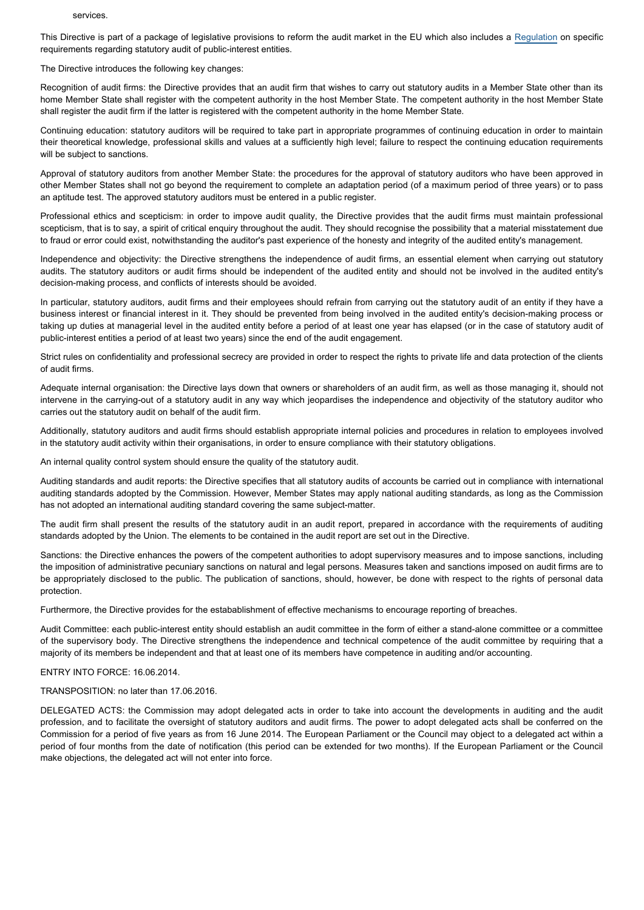services.

This Directive is part of a package of legislative provisions to reform the audit market in the EU which also includes a Regulation on specific requirements regarding statutory audit of public-interest entities.

The Directive introduces the following key changes:

Recognition of audit firms: the Directive provides that an audit firm that wishes to carry out statutory audits in a Member State other than its home Member State shall register with the competent authority in the host Member State. The competent authority in the host Member State shall register the audit firm if the latter is registered with the competent authority in the home Member State.

Continuing education: statutory auditors will be required to take part in appropriate programmes of continuing education in order to maintain their theoretical knowledge, professional skills and values at a sufficiently high level; failure to respect the continuing education requirements will be subject to sanctions.

Approval of statutory auditors from another Member State: the procedures for the approval of statutory auditors who have been approved in other Member States shall not go beyond the requirement to complete an adaptation period (of a maximum period of three years) or to pass an aptitude test. The approved statutory auditors must be entered in a public register.

Professional ethics and scepticism: in order to impove audit quality, the Directive provides that the audit firms must maintain professional scepticism, that is to say, a spirit of critical enquiry throughout the audit. They should recognise the possibility that a material misstatement due to fraud or error could exist, notwithstanding the auditor's past experience of the honesty and integrity of the audited entity's management.

Independence and objectivity: the Directive strengthens the independence of audit firms, an essential element when carrying out statutory audits. The statutory auditors or audit firms should be independent of the audited entity and should not be involved in the audited entity's decision-making process, and conflicts of interests should be avoided.

In particular, statutory auditors, audit firms and their employees should refrain from carrying out the statutory audit of an entity if they have a business interest or financial interest in it. They should be prevented from being involved in the audited entity's decision-making process or taking up duties at managerial level in the audited entity before a period of at least one year has elapsed (or in the case of statutory audit of public-interest entities a period of at least two years) since the end of the audit engagement.

Strict rules on confidentiality and professional secrecy are provided in order to respect the rights to private life and data protection of the clients of audit firms.

Adequate internal organisation: the Directive lays down that owners or shareholders of an audit firm, as well as those managing it, should not intervene in the carrying-out of a statutory audit in any way which jeopardises the independence and objectivity of the statutory auditor who carries out the statutory audit on behalf of the audit firm.

Additionally, statutory auditors and audit firms should establish appropriate internal policies and procedures in relation to employees involved in the statutory audit activity within their organisations, in order to ensure compliance with their statutory obligations.

An internal quality control system should ensure the quality of the statutory audit.

Auditing standards and audit reports: the Directive specifies that all statutory audits of accounts be carried out in compliance with international auditing standards adopted by the Commission. However, Member States may apply national auditing standards, as long as the Commission has not adopted an international auditing standard covering the same subject-matter.

The audit firm shall present the results of the statutory audit in an audit report, prepared in accordance with the requirements of auditing standards adopted by the Union. The elements to be contained in the audit report are set out in the Directive.

Sanctions: the Directive enhances the powers of the competent authorities to adopt supervisory measures and to impose sanctions, including the imposition of administrative pecuniary sanctions on natural and legal persons. Measures taken and sanctions imposed on audit firms are to be appropriately disclosed to the public. The publication of sanctions, should, however, be done with respect to the rights of personal data protection.

Furthermore, the Directive provides for the estabablishment of effective mechanisms to encourage reporting of breaches.

Audit Committee: each public-interest entity should establish an audit committee in the form of either a stand-alone committee or a committee of the supervisory body. The Directive strengthens the independence and technical competence of the audit committee by requiring that a majority of its members be independent and that at least one of its members have competence in auditing and/or accounting.

ENTRY INTO FORCE: 16.06.2014.

TRANSPOSITION: no later than 17.06.2016.

DELEGATED ACTS: the Commission may adopt delegated acts in order to take into account the developments in auditing and the audit profession, and to facilitate the oversight of statutory auditors and audit firms. The power to adopt delegated acts shall be conferred on the Commission for a period of five years as from 16 June 2014. The European Parliament or the Council may object to a delegated act within a period of four months from the date of notification (this period can be extended for two months). If the European Parliament or the Council make objections, the delegated act will not enter into force.